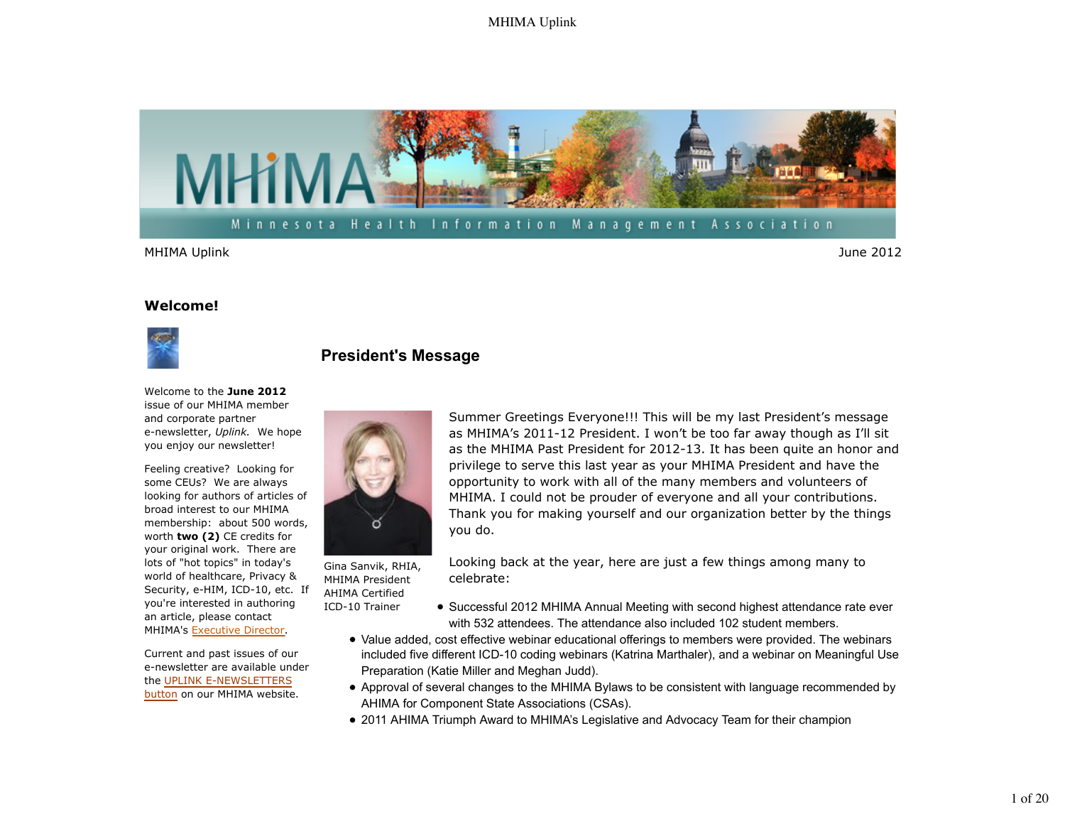MHIMA Uplink

June 2012

## Welcome!

Welcome to the **June 2012** issue of our MHIMA member and corporate partner e-newsletter, *Uplink.* We hope you enjoy our newsletter!

Feeling creative? Looking for some CEUs? We are always looking for authors of articles of broad interest to our MHIMA membership: about 500 words, worth **two (2)** CE credits for your original work. There are lots of "hot topics" in today's world of healthcare, Privacy & Security, e-HIM, ICD-10, etc. If you're interested in authoring an article, please contact MHIMA's Executive Director.

Current and past issues of our e-newsletter are available under the UPLINK E-NEWSLETTERS button on our MHIMA website.

## President's Message

Gina Sanvik, RHIA, MHIMA President AHIMA Certified ICD-10 Trainer

Summer Greetings Everyone!!! This will be my last President's message as MHIMA's 2011-12 President. I won't be too far away though as I'll sit as the MHIMA Past President for 2012-13. It has been quite an honor and privilege to serve this last year as your MHIMA President and have the opportunity to work with all of the many members and volunteers of MHIMA. I could not be prouder of everyone and all your contributions. Thank you for making yourself and our organization better by the things you do.

Looking back at the year, here are just a few things among many to celebrate:

- Successful 2012 MHIMA Annual Meeting with second highest attendance rate ever with 532 attendees. The attendance also included 102 student members.
- Value added, cost effective webinar educational offerings to members were provided. The webinars included five different ICD-10 coding webinars (Katrina Marthaler), and a webinar on Meaningful Use Preparation (Katie Miller and Meghan Judd).
- Approval of several changes to the MHIMA Bylaws to be consistent with language recommended by AHIMA for Component State Associations (CSAs).
- 2011 AHIMA Triumph Award to MHIMA's Legislative and Advocacy Team for their champion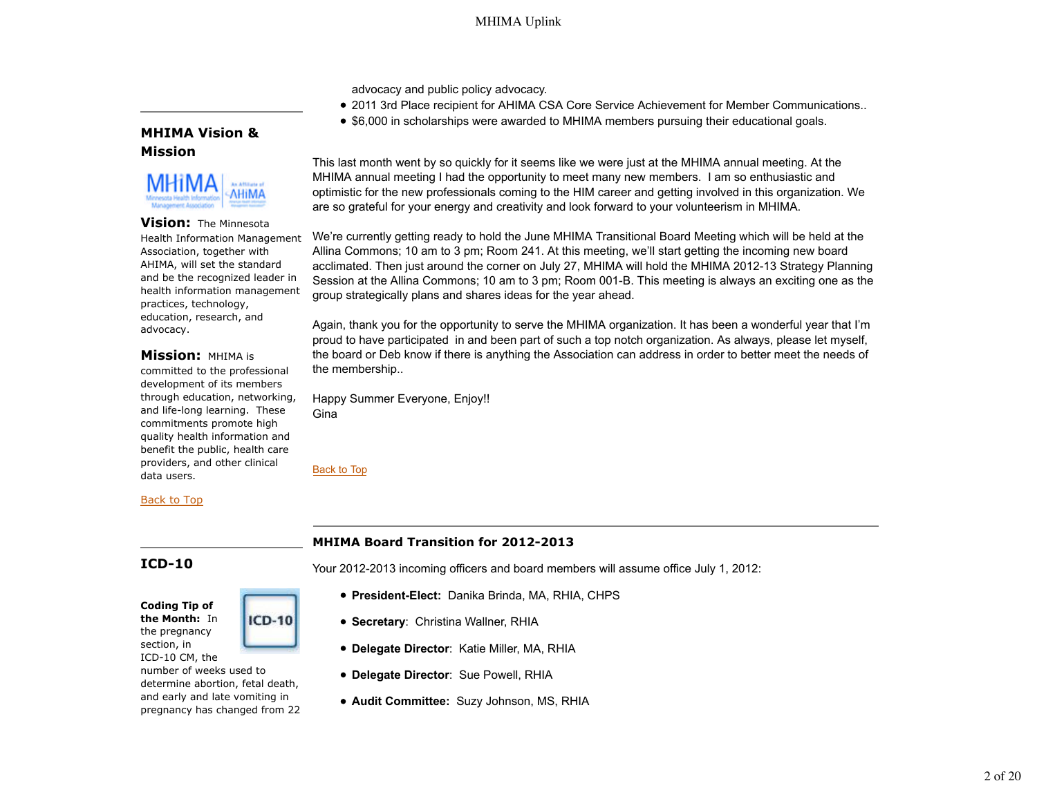advocacy and public policy advocacy.

- 2011 3rd Place recipient for AHIMA CSA Core Service Achievement for Member Communications..
- $6,000 in scholarships were awarded to MHIMA members pursuing their educational goals.

This last month went by so quickly for it seems like we were just at the MHIMA annual meeting. At the MHIMA annual meeting I had the opportunity to meet many new members. I am so enthusiastic and optimistic for the new professionals coming to the HIM career and getting involved in this organization. We are so grateful for your energy and creativity and look forward to your volunteerism in MHIMA.

We're currently getting ready to hold the June MHIMA Transitional Board Meeting which will be held at the Allina Commons; 10 am to 3 pm; Room 241. At this meeting, we'll start getting the incoming new board acclimated. Then just around the corner on July 27, MHIMA will hold the MHIMA 2012-13 Strategy Planning Session at the Allina Commons; 10 am to 3 pm; Room 001-B. This meeting is always an exciting one as the group strategically plans and shares ideas for the year ahead.

Again, thank you for the opportunity to serve the MHIMA organization. It has been a wonderful year that I'm proud to have participated in and been part of such a top notch organization. As always, please let myself, the board or Deb know if there is anything the Association can address in order to better meet the needs of the membership..

Happy Summer Everyone, Enjoy!!
Gina

Back to Top

## MHIMA Vision & Mission

**Vision:** The Minnesota Health Information Management Association, together with AHIMA, will set the standard and be the recognized leader in health information management practices, technology, education, research, and advocacy.

**Mission:** MHIMA is committed to the professional development of its members through education, networking, and life-long learning. These commitments promote high quality health information and benefit the public, health care providers, and other clinical data users.

Back to Top

## MHIMA Board Transition for 2012-2013

Your 2012-2013 incoming officers and board members will assume office July 1, 2012:

- **President-Elect:** Danika Brinda, MA, RHIA, CHPS
- **Secretary**: Christina Wallner, RHIA
- **Delegate Director**: Katie Miller, MA, RHIA
- **Delegate Director**: Sue Powell, RHIA
- **Audit Committee:** Suzy Johnson, MS, RHIA

## ICD-10

**Coding Tip of the Month:** In the pregnancy section, in ICD-10 CM, the number of weeks used to determine abortion, fetal death, and early and late vomiting in pregnancy has changed from 22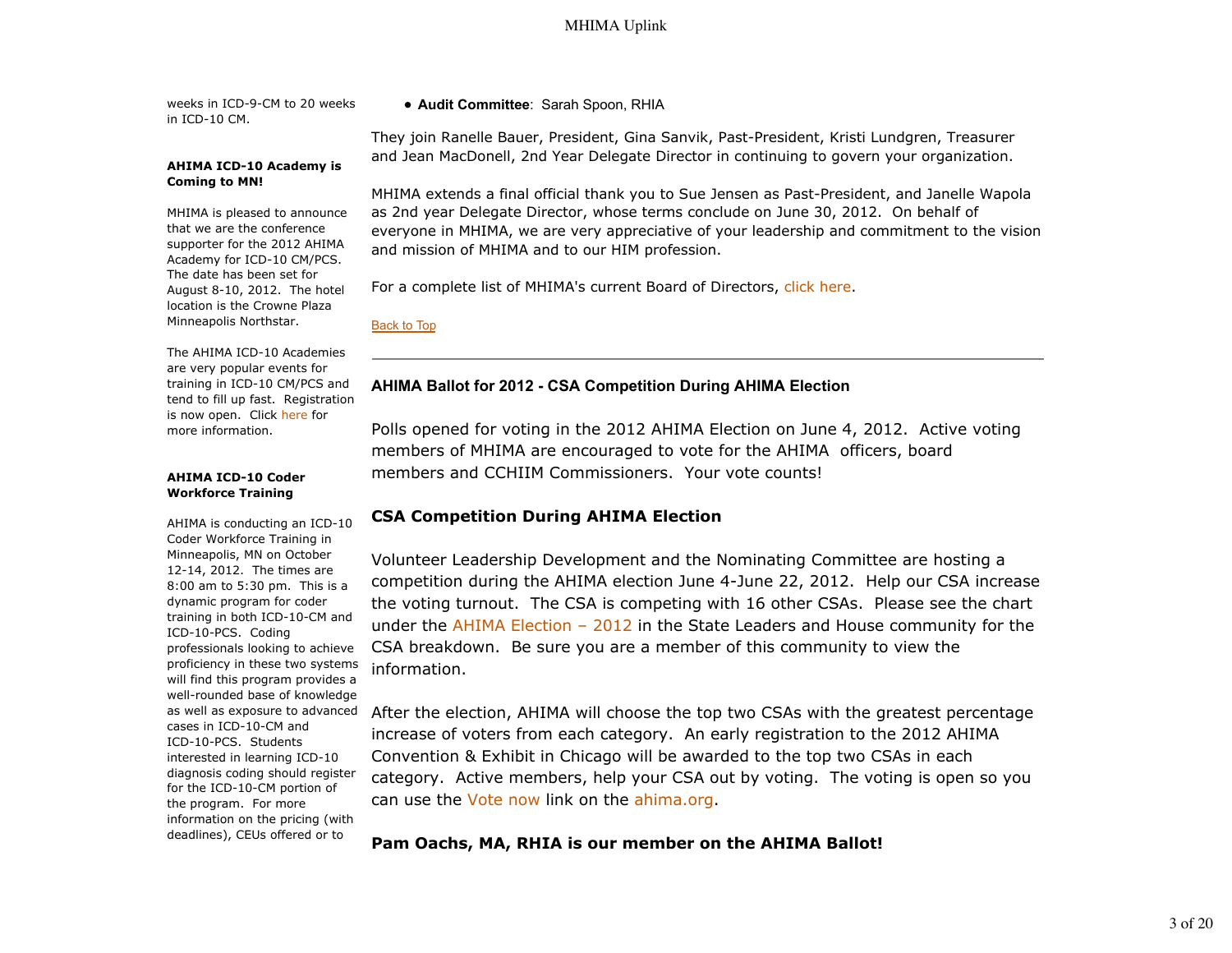weeks in ICD-9-CM to 20 weeks in ICD-10 CM.

**AHIMA ICD-10 Academy is Coming to MN!**

MHIMA is pleased to announce that we are the conference supporter for the 2012 AHIMA Academy for ICD-10 CM/PCS. The date has been set for August 8-10, 2012. The hotel location is the Crowne Plaza Minneapolis Northstar.

The AHIMA ICD-10 Academies are very popular events for training in ICD-10 CM/PCS and tend to fill up fast. Registration is now open. Click here for more information.

**AHIMA ICD-10 Coder Workforce Training**

AHIMA is conducting an ICD-10 Coder Workforce Training in Minneapolis, MN on October 12-14, 2012. The times are 8:00 am to 5:30 pm. This is a dynamic program for coder training in both ICD-10-CM and ICD-10-PCS. Coding professionals looking to achieve proficiency in these two systems will find this program provides a well-rounded base of knowledge as well as exposure to advanced cases in ICD-10-CM and ICD-10-PCS. Students interested in learning ICD-10 diagnosis coding should register for the ICD-10-CM portion of the program. For more information on the pricing (with deadlines), CEUs offered or to

- **Audit Committee**: Sarah Spoon, RHIA

They join Ranelle Bauer, President, Gina Sanvik, Past-President, Kristi Lundgren, Treasurer and Jean MacDonell, 2nd Year Delegate Director in continuing to govern your organization.

MHIMA extends a final official thank you to Sue Jensen as Past-President, and Janelle Wapola as 2nd year Delegate Director, whose terms conclude on June 30, 2012. On behalf of everyone in MHIMA, we are very appreciative of your leadership and commitment to the vision and mission of MHIMA and to our HIM profession.

For a complete list of MHIMA's current Board of Directors, click here.

Back to Top

---

### AHIMA Ballot for 2012 - CSA Competition During AHIMA Election

Polls opened for voting in the 2012 AHIMA Election on June 4, 2012. Active voting members of MHIMA are encouraged to vote for the AHIMA officers, board members and CCHIIM Commissioners. Your vote counts!

### CSA Competition During AHIMA Election

Volunteer Leadership Development and the Nominating Committee are hosting a competition during the AHIMA election June 4-June 22, 2012. Help our CSA increase the voting turnout. The CSA is competing with 16 other CSAs. Please see the chart under the AHIMA Election – 2012 in the State Leaders and House community for the CSA breakdown. Be sure you are a member of this community to view the information.

After the election, AHIMA will choose the top two CSAs with the greatest percentage increase of voters from each category. An early registration to the 2012 AHIMA Convention & Exhibit in Chicago will be awarded to the top two CSAs in each category. Active members, help your CSA out by voting. The voting is open so you can use the Vote now link on the ahima.org.

**Pam Oachs, MA, RHIA is our member on the AHIMA Ballot!**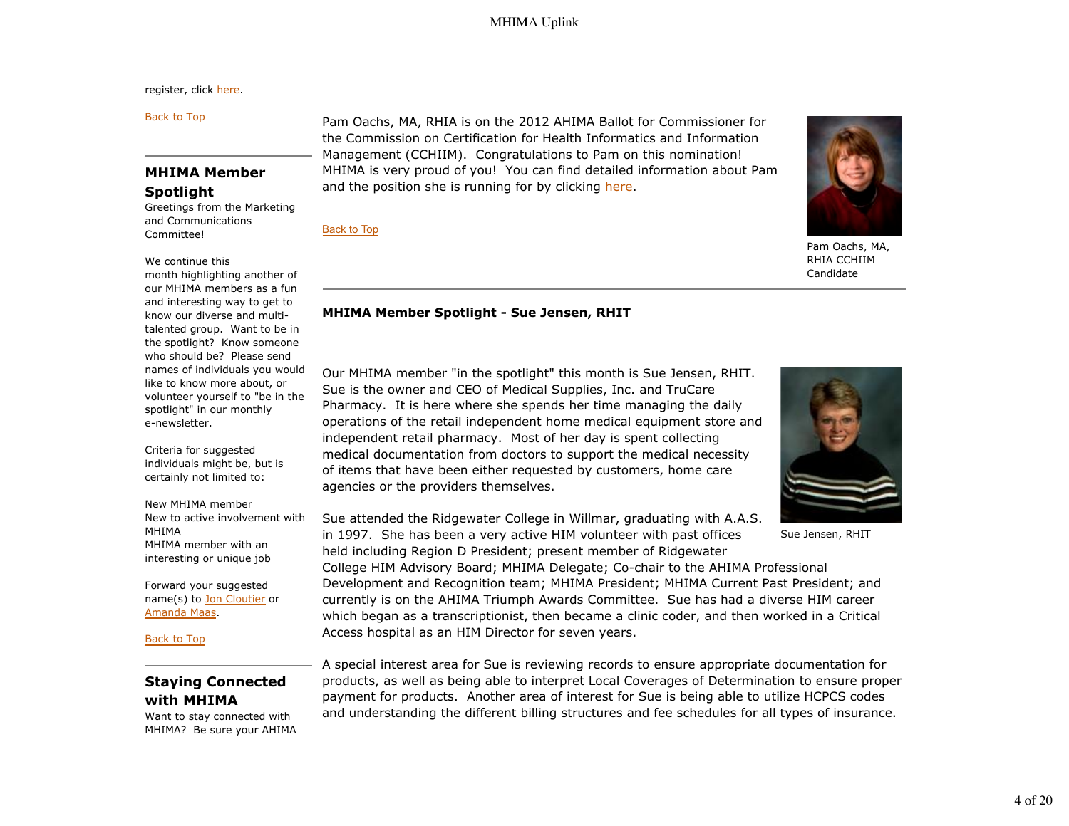register, click here.

Back to Top

## MHIMA Member Spotlight

Greetings from the Marketing and Communications Committee!

We continue this month highlighting another of our MHIMA members as a fun and interesting way to get to know our diverse and multi-talented group. Want to be in the spotlight? Know someone who should be? Please send names of individuals you would like to know more about, or volunteer yourself to "be in the spotlight" in our monthly e-newsletter.

Criteria for suggested individuals might be, but is certainly not limited to:

New MHIMA member
New to active involvement with MHIMA
MHIMA member with an interesting or unique job

Forward your suggested name(s) to Jon Cloutier or Amanda Maas.

Back to Top

## Staying Connected with MHIMA

Want to stay connected with MHIMA? Be sure your AHIMA

Pam Oachs, MA, RHIA is on the 2012 AHIMA Ballot for Commissioner for the Commission on Certification for Health Informatics and Information Management (CCHIIM). Congratulations to Pam on this nomination! MHIMA is very proud of you! You can find detailed information about Pam and the position she is running for by clicking here.

Pam Oachs, MA, RHIA CCHIIM Candidate

Back to Top

**MHIMA Member Spotlight - Sue Jensen, RHIT**

Our MHIMA member "in the spotlight" this month is Sue Jensen, RHIT. Sue is the owner and CEO of Medical Supplies, Inc. and TruCare Pharmacy. It is here where she spends her time managing the daily operations of the retail independent home medical equipment store and independent retail pharmacy. Most of her day is spent collecting medical documentation from doctors to support the medical necessity of items that have been either requested by customers, home care agencies or the providers themselves.

Sue Jensen, RHIT

Sue attended the Ridgewater College in Willmar, graduating with A.A.S. in 1997. She has been a very active HIM volunteer with past offices held including Region D President; present member of Ridgewater College HIM Advisory Board; MHIMA Delegate; Co-chair to the AHIMA Professional Development and Recognition team; MHIMA President; MHIMA Current Past President; and currently is on the AHIMA Triumph Awards Committee. Sue has had a diverse HIM career which began as a transcriptionist, then became a clinic coder, and then worked in a Critical Access hospital as an HIM Director for seven years.

A special interest area for Sue is reviewing records to ensure appropriate documentation for products, as well as being able to interpret Local Coverages of Determination to ensure proper payment for products. Another area of interest for Sue is being able to utilize HCPCS codes and understanding the different billing structures and fee schedules for all types of insurance.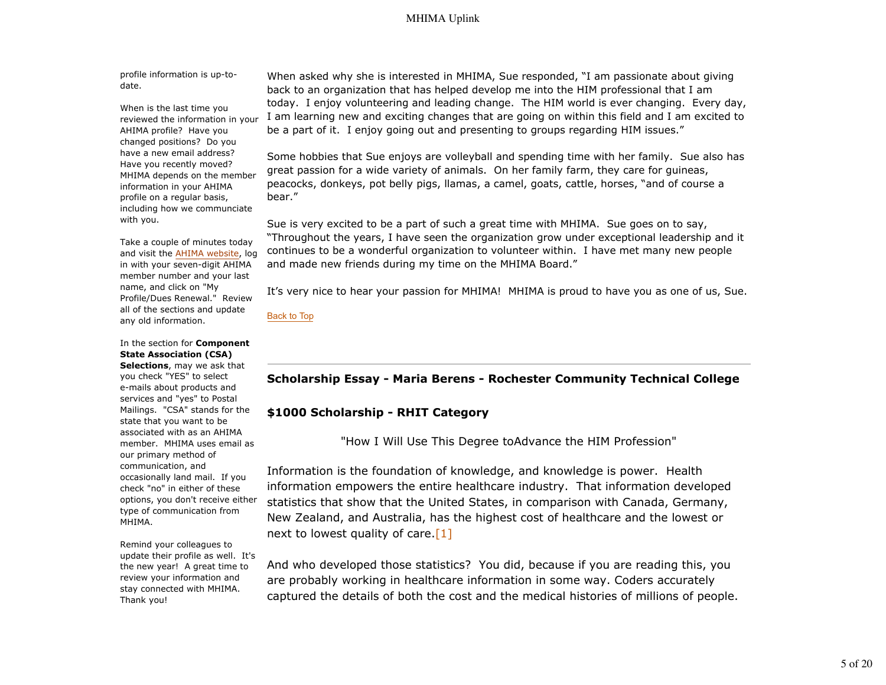profile information is up-to-date.

When is the last time you reviewed the information in your AHIMA profile? Have you changed positions? Do you have a new email address? Have you recently moved? MHIMA depends on the member information in your AHIMA profile on a regular basis, including how we communciate with you.

Take a couple of minutes today and visit the AHIMA website, log in with your seven-digit AHIMA member number and your last name, and click on "My Profile/Dues Renewal." Review all of the sections and update any old information.

In the section for **Component State Association (CSA) Selections**, may we ask that you check "YES" to select e-mails about products and services and "yes" to Postal Mailings. "CSA" stands for the state that you want to be associated with as an AHIMA member. MHIMA uses email as our primary method of communication, and occasionally land mail. If you check "no" in either of these options, you don't receive either type of communication from MHIMA.

Remind your colleagues to update their profile as well. It's the new year! A great time to review your information and stay connected with MHIMA. Thank you!

When asked why she is interested in MHIMA, Sue responded, "I am passionate about giving back to an organization that has helped develop me into the HIM professional that I am today. I enjoy volunteering and leading change. The HIM world is ever changing. Every day, I am learning new and exciting changes that are going on within this field and I am excited to be a part of it. I enjoy going out and presenting to groups regarding HIM issues."

Some hobbies that Sue enjoys are volleyball and spending time with her family. Sue also has great passion for a wide variety of animals. On her family farm, they care for guineas, peacocks, donkeys, pot belly pigs, llamas, a camel, goats, cattle, horses, "and of course a bear."

Sue is very excited to be a part of such a great time with MHIMA. Sue goes on to say, "Throughout the years, I have seen the organization grow under exceptional leadership and it continues to be a wonderful organization to volunteer within. I have met many new people and made new friends during my time on the MHIMA Board."

It's very nice to hear your passion for MHIMA! MHIMA is proud to have you as one of us, Sue.

Back to Top

---

### Scholarship Essay - Maria Berens - Rochester Community Technical College

### $1000 Scholarship - RHIT Category

"How I Will Use This Degree toAdvance the HIM Profession"

Information is the foundation of knowledge, and knowledge is power. Health information empowers the entire healthcare industry. That information developed statistics that show that the United States, in comparison with Canada, Germany, New Zealand, and Australia, has the highest cost of healthcare and the lowest or next to lowest quality of care.[1]

And who developed those statistics? You did, because if you are reading this, you are probably working in healthcare information in some way. Coders accurately captured the details of both the cost and the medical histories of millions of people.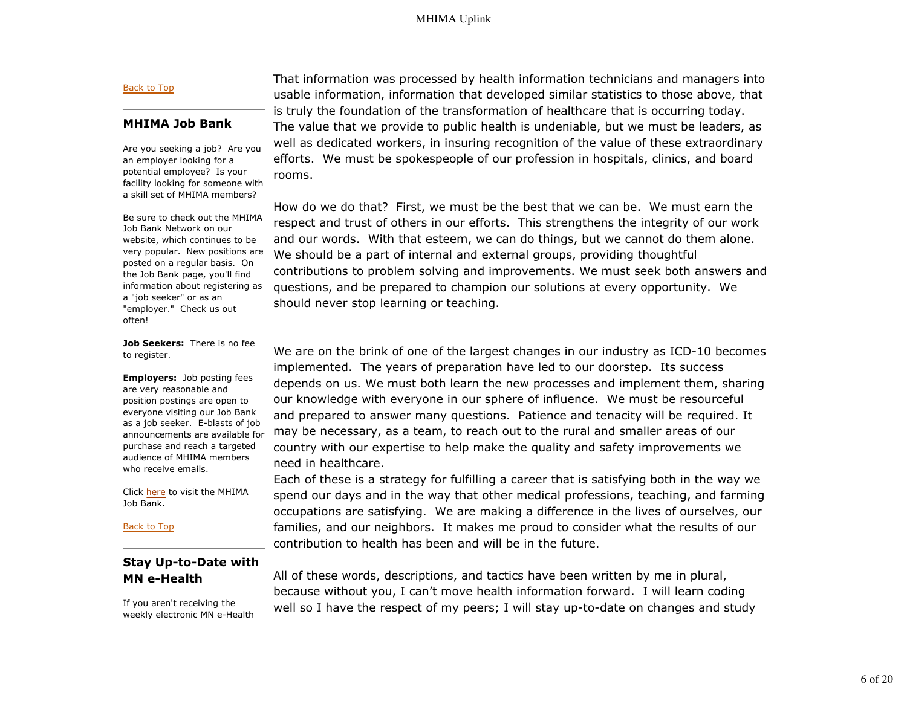That information was processed by health information technicians and managers into usable information, information that developed similar statistics to those above, that is truly the foundation of the transformation of healthcare that is occurring today. The value that we provide to public health is undeniable, but we must be leaders, as well as dedicated workers, in insuring recognition of the value of these extraordinary efforts. We must be spokespeople of our profession in hospitals, clinics, and board rooms.

How do we do that? First, we must be the best that we can be. We must earn the respect and trust of others in our efforts. This strengthens the integrity of our work and our words. With that esteem, we can do things, but we cannot do them alone. We should be a part of internal and external groups, providing thoughtful contributions to problem solving and improvements. We must seek both answers and questions, and be prepared to champion our solutions at every opportunity. We should never stop learning or teaching.

We are on the brink of one of the largest changes in our industry as ICD-10 becomes implemented. The years of preparation have led to our doorstep. Its success depends on us. We must both learn the new processes and implement them, sharing our knowledge with everyone in our sphere of influence. We must be resourceful and prepared to answer many questions. Patience and tenacity will be required. It may be necessary, as a team, to reach out to the rural and smaller areas of our country with our expertise to help make the quality and safety improvements we need in healthcare.
Each of these is a strategy for fulfilling a career that is satisfying both in the way we spend our days and in the way that other medical professions, teaching, and farming occupations are satisfying. We are making a difference in the lives of ourselves, our families, and our neighbors. It makes me proud to consider what the results of our contribution to health has been and will be in the future.

All of these words, descriptions, and tactics have been written by me in plural, because without you, I can't move health information forward. I will learn coding well so I have the respect of my peers; I will stay up-to-date on changes and study

Back to Top

## MHIMA Job Bank

Are you seeking a job? Are you an employer looking for a potential employee? Is your facility looking for someone with a skill set of MHIMA members?

Be sure to check out the MHIMA Job Bank Network on our website, which continues to be very popular. New positions are posted on a regular basis. On the Job Bank page, you'll find information about registering as a "job seeker" or as an "employer." Check us out often!

**Job Seekers:** There is no fee to register.

**Employers:** Job posting fees are very reasonable and position postings are open to everyone visiting our Job Bank as a job seeker. E-blasts of job announcements are available for purchase and reach a targeted audience of MHIMA members who receive emails.

Click here to visit the MHIMA Job Bank.

Back to Top

## Stay Up-to-Date with MN e-Health

If you aren't receiving the weekly electronic MN e-Health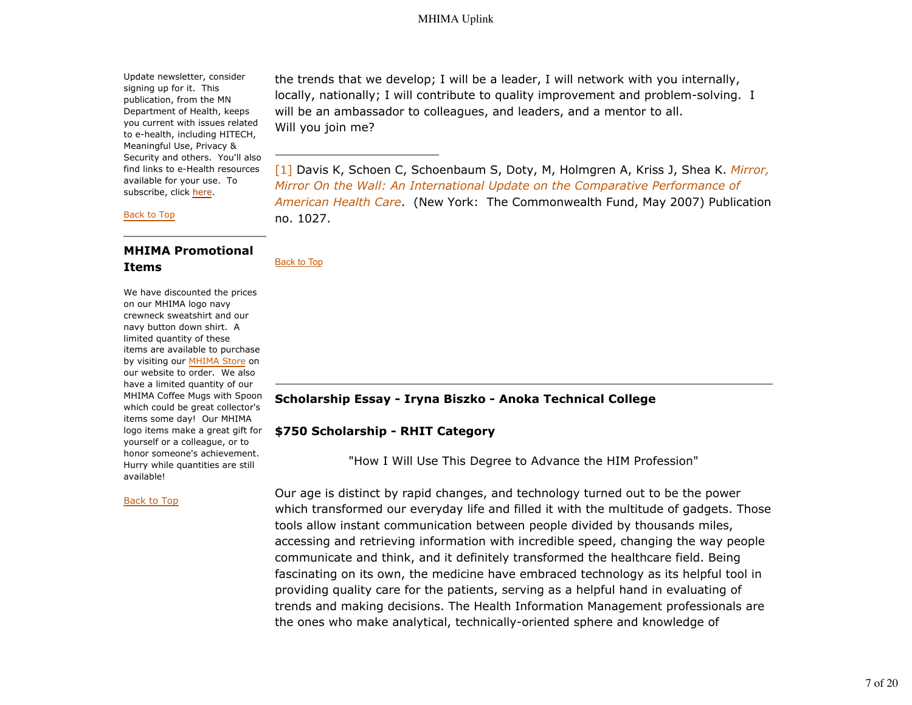Update newsletter, consider signing up for it. This publication, from the MN Department of Health, keeps you current with issues related to e-health, including HITECH, Meaningful Use, Privacy & Security and others. You'll also find links to e-Health resources available for your use. To subscribe, click here.

Back to Top

---

### MHIMA Promotional Items

We have discounted the prices on our MHIMA logo navy crewneck sweatshirt and our navy button down shirt. A limited quantity of these items are available to purchase by visiting our MHIMA Store on our website to order. We also have a limited quantity of our MHIMA Coffee Mugs with Spoon which could be great collector's items some day! Our MHIMA logo items make a great gift for yourself or a colleague, or to honor someone's achievement. Hurry while quantities are still available!

Back to Top

---

the trends that we develop; I will be a leader, I will network with you internally, locally, nationally; I will contribute to quality improvement and problem-solving. I will be an ambassador to colleagues, and leaders, and a mentor to all.
Will you join me?

---

[1] Davis K, Schoen C, Schoenbaum S, Doty, M, Holmgren A, Kriss J, Shea K. *Mirror, Mirror On the Wall: An International Update on the Comparative Performance of American Health Care*. (New York: The Commonwealth Fund, May 2007) Publication no. 1027.

Back to Top

---

**Scholarship Essay - Iryna Biszko - Anoka Technical College**

**$750 Scholarship - RHIT Category**

"How I Will Use This Degree to Advance the HIM Profession"

Our age is distinct by rapid changes, and technology turned out to be the power which transformed our everyday life and filled it with the multitude of gadgets. Those tools allow instant communication between people divided by thousands miles, accessing and retrieving information with incredible speed, changing the way people communicate and think, and it definitely transformed the healthcare field. Being fascinating on its own, the medicine have embraced technology as its helpful tool in providing quality care for the patients, serving as a helpful hand in evaluating of trends and making decisions. The Health Information Management professionals are the ones who make analytical, technically-oriented sphere and knowledge of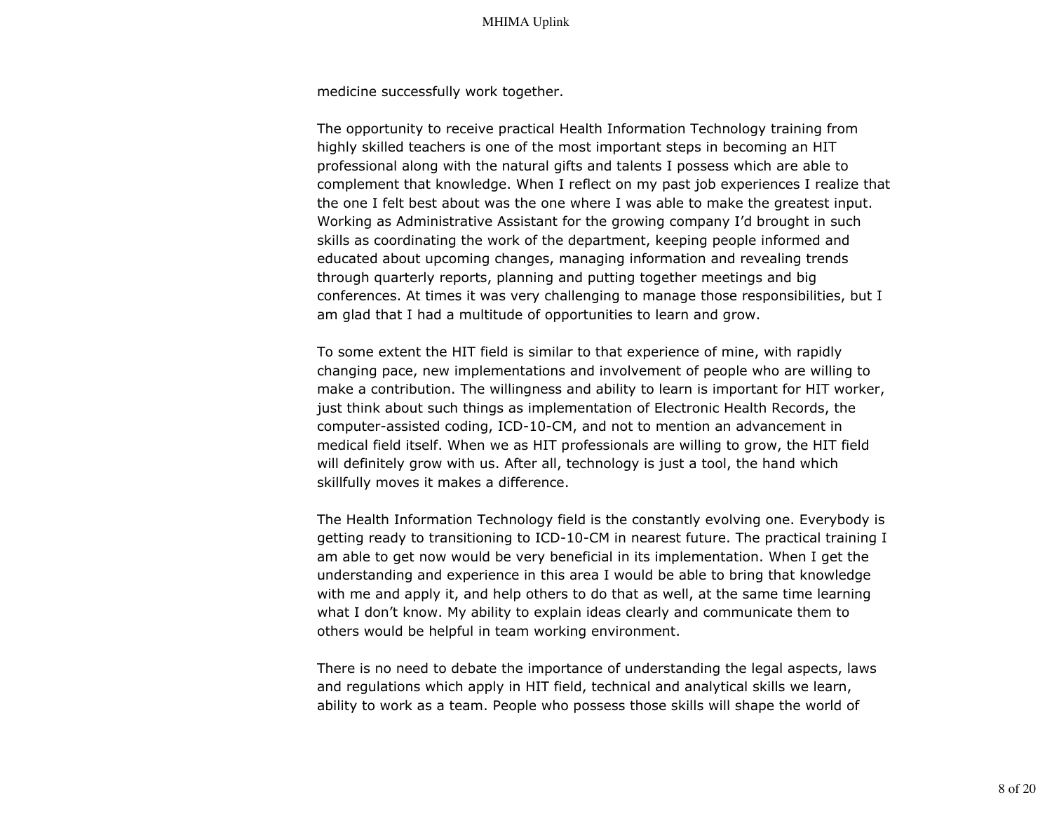medicine successfully work together.

The opportunity to receive practical Health Information Technology training from highly skilled teachers is one of the most important steps in becoming an HIT professional along with the natural gifts and talents I possess which are able to complement that knowledge. When I reflect on my past job experiences I realize that the one I felt best about was the one where I was able to make the greatest input. Working as Administrative Assistant for the growing company I'd brought in such skills as coordinating the work of the department, keeping people informed and educated about upcoming changes, managing information and revealing trends through quarterly reports, planning and putting together meetings and big conferences. At times it was very challenging to manage those responsibilities, but I am glad that I had a multitude of opportunities to learn and grow.

To some extent the HIT field is similar to that experience of mine, with rapidly changing pace, new implementations and involvement of people who are willing to make a contribution. The willingness and ability to learn is important for HIT worker, just think about such things as implementation of Electronic Health Records, the computer-assisted coding, ICD-10-CM, and not to mention an advancement in medical field itself. When we as HIT professionals are willing to grow, the HIT field will definitely grow with us. After all, technology is just a tool, the hand which skillfully moves it makes a difference.

The Health Information Technology field is the constantly evolving one. Everybody is getting ready to transitioning to ICD-10-CM in nearest future. The practical training I am able to get now would be very beneficial in its implementation. When I get the understanding and experience in this area I would be able to bring that knowledge with me and apply it, and help others to do that as well, at the same time learning what I don't know. My ability to explain ideas clearly and communicate them to others would be helpful in team working environment.

There is no need to debate the importance of understanding the legal aspects, laws and regulations which apply in HIT field, technical and analytical skills we learn, ability to work as a team. People who possess those skills will shape the world of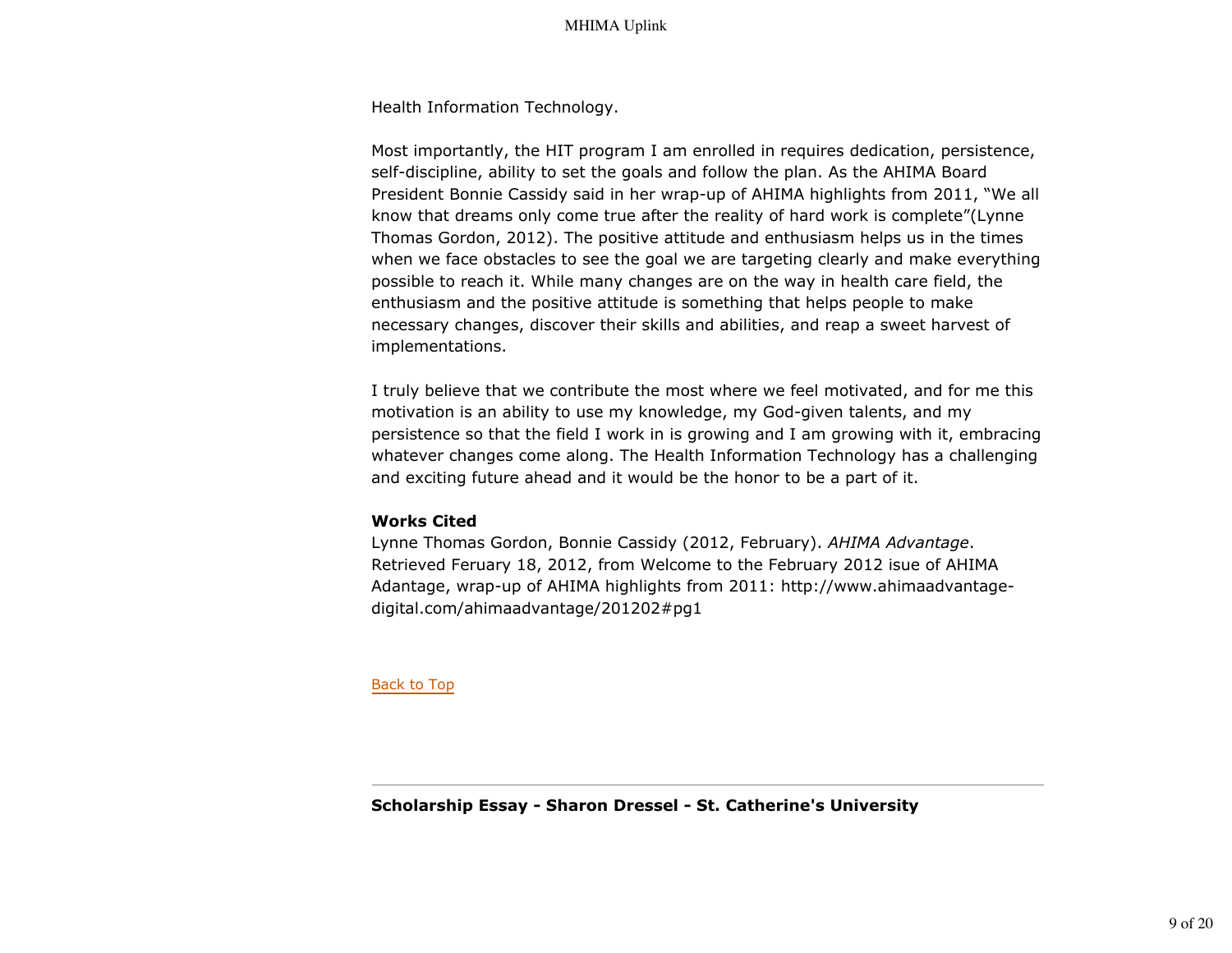Health Information Technology.

Most importantly, the HIT program I am enrolled in requires dedication, persistence, self-discipline, ability to set the goals and follow the plan. As the AHIMA Board President Bonnie Cassidy said in her wrap-up of AHIMA highlights from 2011, "We all know that dreams only come true after the reality of hard work is complete"(Lynne Thomas Gordon, 2012). The positive attitude and enthusiasm helps us in the times when we face obstacles to see the goal we are targeting clearly and make everything possible to reach it. While many changes are on the way in health care field, the enthusiasm and the positive attitude is something that helps people to make necessary changes, discover their skills and abilities, and reap a sweet harvest of implementations.

I truly believe that we contribute the most where we feel motivated, and for me this motivation is an ability to use my knowledge, my God-given talents, and my persistence so that the field I work in is growing and I am growing with it, embracing whatever changes come along. The Health Information Technology has a challenging and exciting future ahead and it would be the honor to be a part of it.

**Works Cited**

Lynne Thomas Gordon, Bonnie Cassidy (2012, February). *AHIMA Advantage*. Retrieved Feruary 18, 2012, from Welcome to the February 2012 isue of AHIMA Adantage, wrap-up of AHIMA highlights from 2011: http://www.ahimaadvantage-digital.com/ahimaadvantage/201202#pg1

Back to Top

---

**Scholarship Essay - Sharon Dressel - St. Catherine's University**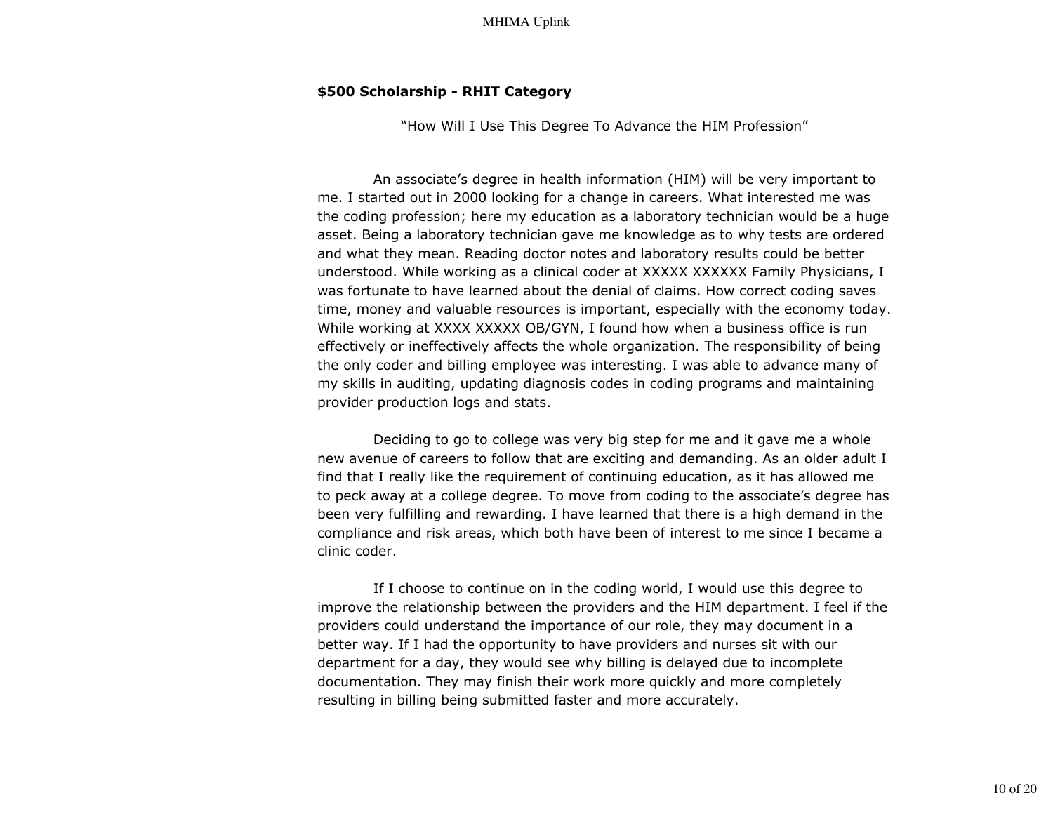**$500 Scholarship - RHIT Category**

"How Will I Use This Degree To Advance the HIM Profession"

An associate's degree in health information (HIM) will be very important to me. I started out in 2000 looking for a change in careers. What interested me was the coding profession; here my education as a laboratory technician would be a huge asset. Being a laboratory technician gave me knowledge as to why tests are ordered and what they mean. Reading doctor notes and laboratory results could be better understood. While working as a clinical coder at XXXXX XXXXXX Family Physicians, I was fortunate to have learned about the denial of claims. How correct coding saves time, money and valuable resources is important, especially with the economy today. While working at XXXX XXXXX OB/GYN, I found how when a business office is run effectively or ineffectively affects the whole organization. The responsibility of being the only coder and billing employee was interesting. I was able to advance many of my skills in auditing, updating diagnosis codes in coding programs and maintaining provider production logs and stats.

Deciding to go to college was very big step for me and it gave me a whole new avenue of careers to follow that are exciting and demanding. As an older adult I find that I really like the requirement of continuing education, as it has allowed me to peck away at a college degree. To move from coding to the associate's degree has been very fulfilling and rewarding. I have learned that there is a high demand in the compliance and risk areas, which both have been of interest to me since I became a clinic coder.

If I choose to continue on in the coding world, I would use this degree to improve the relationship between the providers and the HIM department. I feel if the providers could understand the importance of our role, they may document in a better way. If I had the opportunity to have providers and nurses sit with our department for a day, they would see why billing is delayed due to incomplete documentation. They may finish their work more quickly and more completely resulting in billing being submitted faster and more accurately.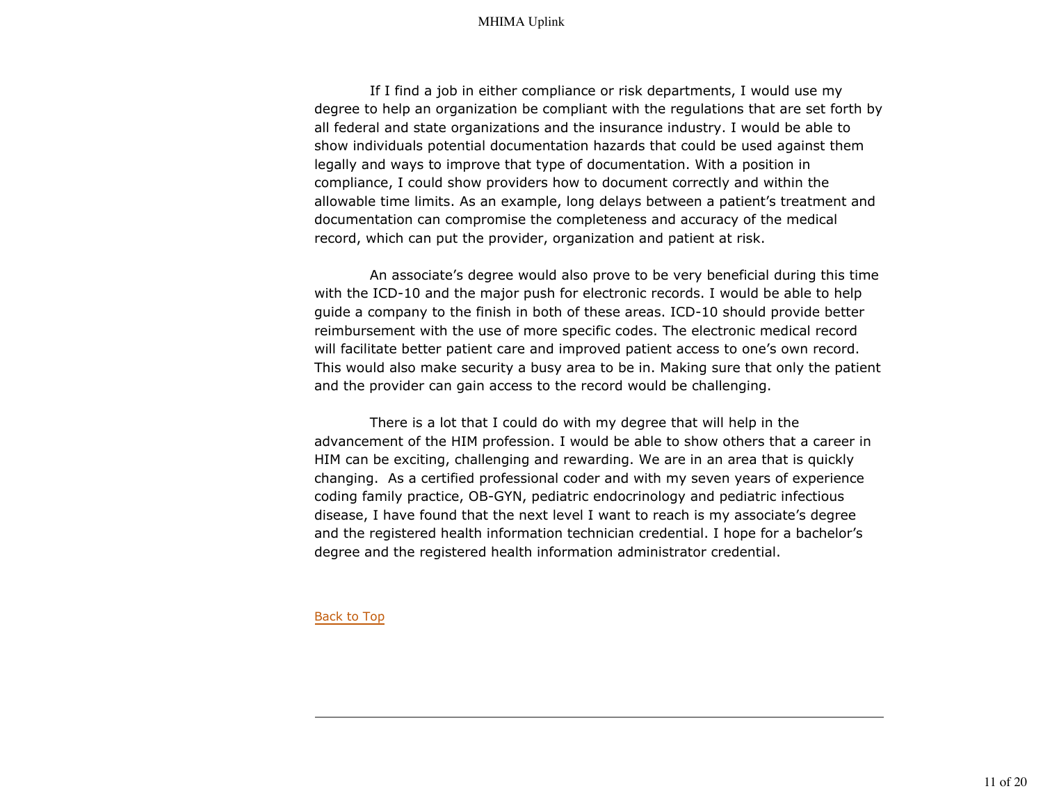If I find a job in either compliance or risk departments, I would use my degree to help an organization be compliant with the regulations that are set forth by all federal and state organizations and the insurance industry. I would be able to show individuals potential documentation hazards that could be used against them legally and ways to improve that type of documentation. With a position in compliance, I could show providers how to document correctly and within the allowable time limits. As an example, long delays between a patient's treatment and documentation can compromise the completeness and accuracy of the medical record, which can put the provider, organization and patient at risk.

An associate's degree would also prove to be very beneficial during this time with the ICD-10 and the major push for electronic records. I would be able to help guide a company to the finish in both of these areas. ICD-10 should provide better reimbursement with the use of more specific codes. The electronic medical record will facilitate better patient care and improved patient access to one's own record. This would also make security a busy area to be in. Making sure that only the patient and the provider can gain access to the record would be challenging.

There is a lot that I could do with my degree that will help in the advancement of the HIM profession. I would be able to show others that a career in HIM can be exciting, challenging and rewarding. We are in an area that is quickly changing. As a certified professional coder and with my seven years of experience coding family practice, OB-GYN, pediatric endocrinology and pediatric infectious disease, I have found that the next level I want to reach is my associate's degree and the registered health information technician credential. I hope for a bachelor's degree and the registered health information administrator credential.

Back to Top

---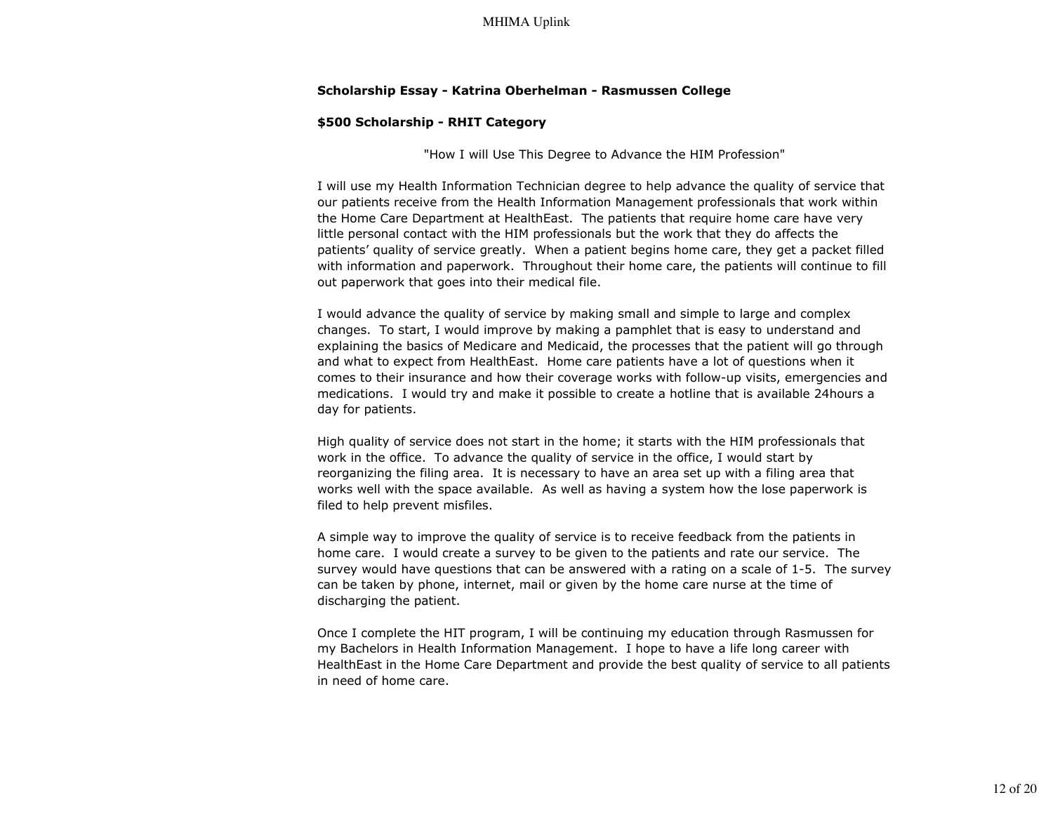**Scholarship Essay - Katrina Oberhelman - Rasmussen College**

**$500 Scholarship - RHIT Category**

"How I will Use This Degree to Advance the HIM Profession"

I will use my Health Information Technician degree to help advance the quality of service that our patients receive from the Health Information Management professionals that work within the Home Care Department at HealthEast. The patients that require home care have very little personal contact with the HIM professionals but the work that they do affects the patients' quality of service greatly. When a patient begins home care, they get a packet filled with information and paperwork. Throughout their home care, the patients will continue to fill out paperwork that goes into their medical file.

I would advance the quality of service by making small and simple to large and complex changes. To start, I would improve by making a pamphlet that is easy to understand and explaining the basics of Medicare and Medicaid, the processes that the patient will go through and what to expect from HealthEast. Home care patients have a lot of questions when it comes to their insurance and how their coverage works with follow-up visits, emergencies and medications. I would try and make it possible to create a hotline that is available 24hours a day for patients.

High quality of service does not start in the home; it starts with the HIM professionals that work in the office. To advance the quality of service in the office, I would start by reorganizing the filing area. It is necessary to have an area set up with a filing area that works well with the space available. As well as having a system how the lose paperwork is filed to help prevent misfiles.

A simple way to improve the quality of service is to receive feedback from the patients in home care. I would create a survey to be given to the patients and rate our service. The survey would have questions that can be answered with a rating on a scale of 1-5. The survey can be taken by phone, internet, mail or given by the home care nurse at the time of discharging the patient.

Once I complete the HIT program, I will be continuing my education through Rasmussen for my Bachelors in Health Information Management. I hope to have a life long career with HealthEast in the Home Care Department and provide the best quality of service to all patients in need of home care.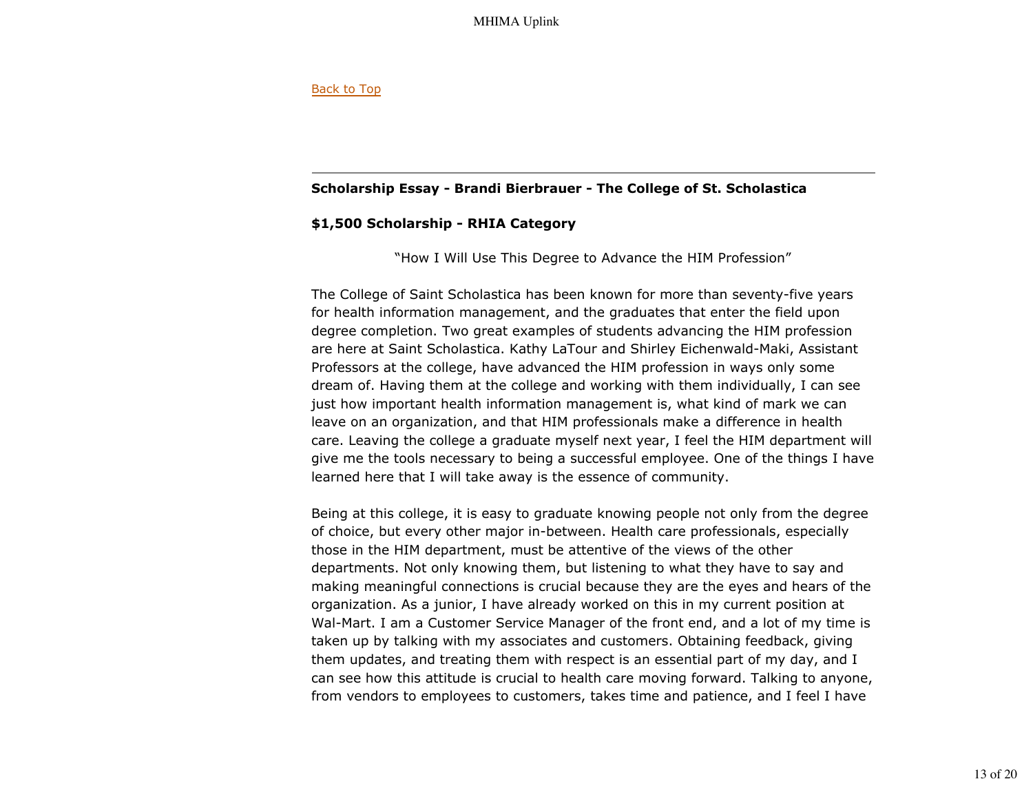Back to Top

---

**Scholarship Essay - Brandi Bierbrauer - The College of St. Scholastica**

**$1,500 Scholarship - RHIA Category**

"How I Will Use This Degree to Advance the HIM Profession"

The College of Saint Scholastica has been known for more than seventy-five years for health information management, and the graduates that enter the field upon degree completion. Two great examples of students advancing the HIM profession are here at Saint Scholastica. Kathy LaTour and Shirley Eichenwald-Maki, Assistant Professors at the college, have advanced the HIM profession in ways only some dream of. Having them at the college and working with them individually, I can see just how important health information management is, what kind of mark we can leave on an organization, and that HIM professionals make a difference in health care. Leaving the college a graduate myself next year, I feel the HIM department will give me the tools necessary to being a successful employee. One of the things I have learned here that I will take away is the essence of community.

Being at this college, it is easy to graduate knowing people not only from the degree of choice, but every other major in-between. Health care professionals, especially those in the HIM department, must be attentive of the views of the other departments. Not only knowing them, but listening to what they have to say and making meaningful connections is crucial because they are the eyes and hears of the organization. As a junior, I have already worked on this in my current position at Wal-Mart. I am a Customer Service Manager of the front end, and a lot of my time is taken up by talking with my associates and customers. Obtaining feedback, giving them updates, and treating them with respect is an essential part of my day, and I can see how this attitude is crucial to health care moving forward. Talking to anyone, from vendors to employees to customers, takes time and patience, and I feel I have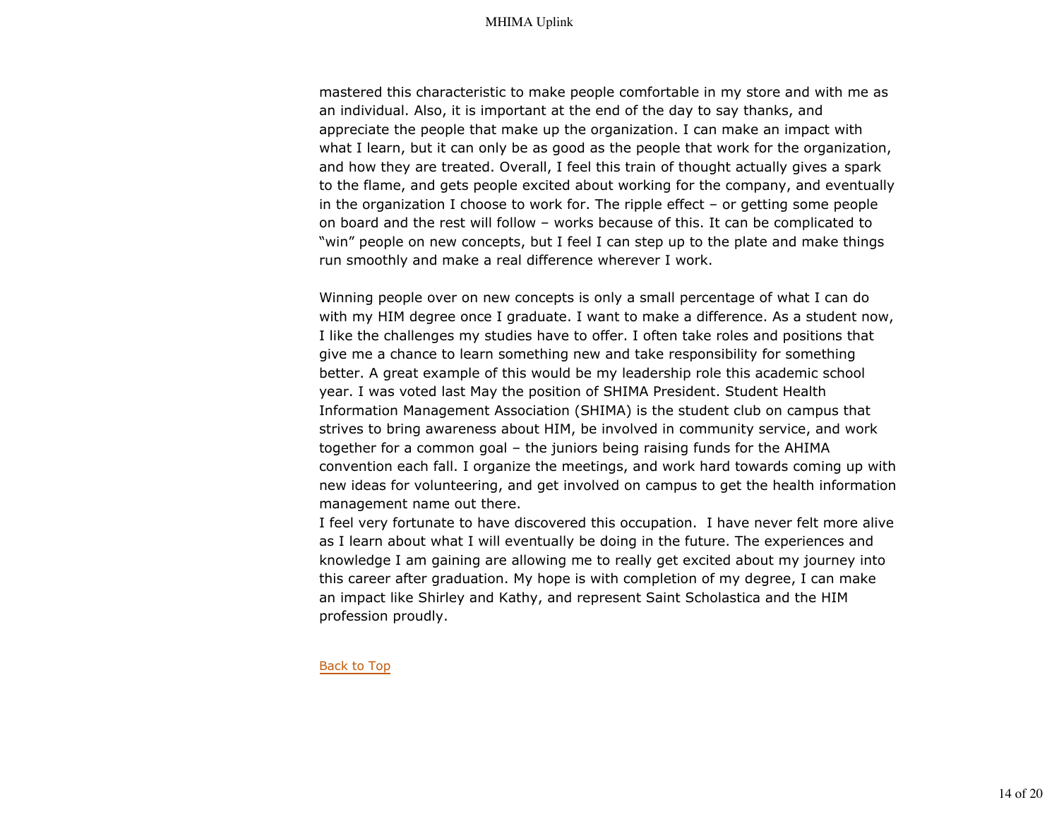mastered this characteristic to make people comfortable in my store and with me as an individual. Also, it is important at the end of the day to say thanks, and appreciate the people that make up the organization. I can make an impact with what I learn, but it can only be as good as the people that work for the organization, and how they are treated. Overall, I feel this train of thought actually gives a spark to the flame, and gets people excited about working for the company, and eventually in the organization I choose to work for. The ripple effect – or getting some people on board and the rest will follow – works because of this. It can be complicated to "win" people on new concepts, but I feel I can step up to the plate and make things run smoothly and make a real difference wherever I work.

Winning people over on new concepts is only a small percentage of what I can do with my HIM degree once I graduate. I want to make a difference. As a student now, I like the challenges my studies have to offer. I often take roles and positions that give me a chance to learn something new and take responsibility for something better. A great example of this would be my leadership role this academic school year. I was voted last May the position of SHIMA President. Student Health Information Management Association (SHIMA) is the student club on campus that strives to bring awareness about HIM, be involved in community service, and work together for a common goal – the juniors being raising funds for the AHIMA convention each fall. I organize the meetings, and work hard towards coming up with new ideas for volunteering, and get involved on campus to get the health information management name out there.

I feel very fortunate to have discovered this occupation. I have never felt more alive as I learn about what I will eventually be doing in the future. The experiences and knowledge I am gaining are allowing me to really get excited about my journey into this career after graduation. My hope is with completion of my degree, I can make an impact like Shirley and Kathy, and represent Saint Scholastica and the HIM profession proudly.

Back to Top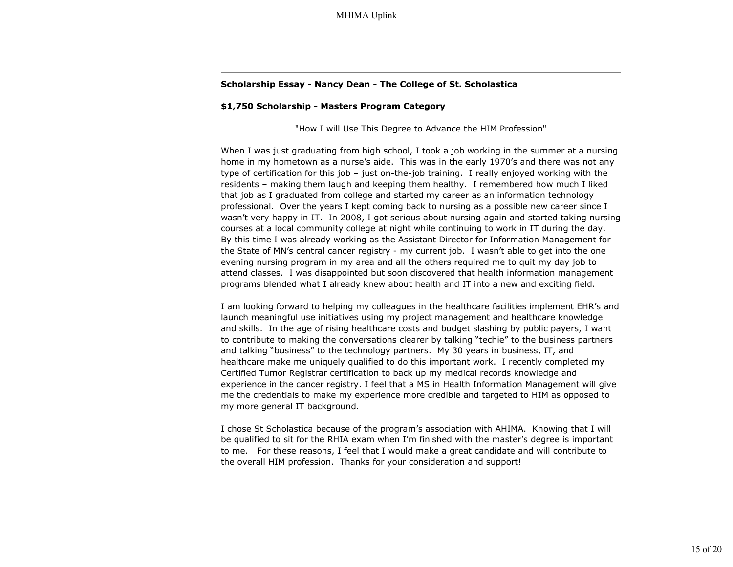**Scholarship Essay - Nancy Dean - The College of St. Scholastica**

**$1,750 Scholarship - Masters Program Category**

"How I will Use This Degree to Advance the HIM Profession"

When I was just graduating from high school, I took a job working in the summer at a nursing home in my hometown as a nurse's aide. This was in the early 1970's and there was not any type of certification for this job – just on-the-job training. I really enjoyed working with the residents – making them laugh and keeping them healthy. I remembered how much I liked that job as I graduated from college and started my career as an information technology professional. Over the years I kept coming back to nursing as a possible new career since I wasn't very happy in IT. In 2008, I got serious about nursing again and started taking nursing courses at a local community college at night while continuing to work in IT during the day. By this time I was already working as the Assistant Director for Information Management for the State of MN's central cancer registry - my current job. I wasn't able to get into the one evening nursing program in my area and all the others required me to quit my day job to attend classes. I was disappointed but soon discovered that health information management programs blended what I already knew about health and IT into a new and exciting field.

I am looking forward to helping my colleagues in the healthcare facilities implement EHR's and launch meaningful use initiatives using my project management and healthcare knowledge and skills. In the age of rising healthcare costs and budget slashing by public payers, I want to contribute to making the conversations clearer by talking "techie" to the business partners and talking "business" to the technology partners. My 30 years in business, IT, and healthcare make me uniquely qualified to do this important work. I recently completed my Certified Tumor Registrar certification to back up my medical records knowledge and experience in the cancer registry. I feel that a MS in Health Information Management will give me the credentials to make my experience more credible and targeted to HIM as opposed to my more general IT background.

I chose St Scholastica because of the program's association with AHIMA. Knowing that I will be qualified to sit for the RHIA exam when I'm finished with the master's degree is important to me. For these reasons, I feel that I would make a great candidate and will contribute to the overall HIM profession. Thanks for your consideration and support!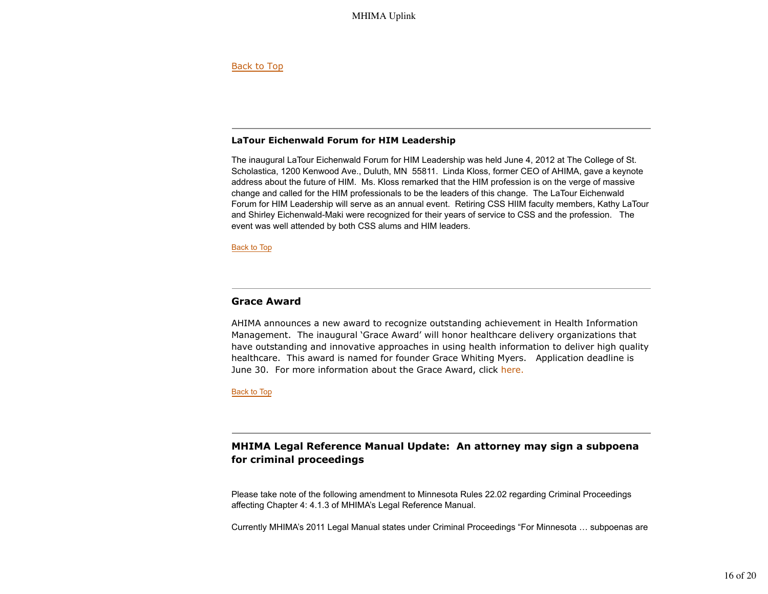Back to Top

## LaTour Eichenwald Forum for HIM Leadership

The inaugural LaTour Eichenwald Forum for HIM Leadership was held June 4, 2012 at The College of St. Scholastica, 1200 Kenwood Ave., Duluth, MN 55811. Linda Kloss, former CEO of AHIMA, gave a keynote address about the future of HIM. Ms. Kloss remarked that the HIM profession is on the verge of massive change and called for the HIM professionals to be the leaders of this change. The LaTour Eichenwald Forum for HIM Leadership will serve as an annual event. Retiring CSS HIIM faculty members, Kathy LaTour and Shirley Eichenwald-Maki were recognized for their years of service to CSS and the profession. The event was well attended by both CSS alums and HIM leaders.

Back to Top

## Grace Award

AHIMA announces a new award to recognize outstanding achievement in Health Information Management. The inaugural 'Grace Award' will honor healthcare delivery organizations that have outstanding and innovative approaches in using health information to deliver high quality healthcare. This award is named for founder Grace Whiting Myers. Application deadline is June 30. For more information about the Grace Award, click here.

Back to Top

## MHIMA Legal Reference Manual Update: An attorney may sign a subpoena for criminal proceedings

Please take note of the following amendment to Minnesota Rules 22.02 regarding Criminal Proceedings affecting Chapter 4: 4.1.3 of MHIMA's Legal Reference Manual.

Currently MHIMA's 2011 Legal Manual states under Criminal Proceedings "For Minnesota … subpoenas are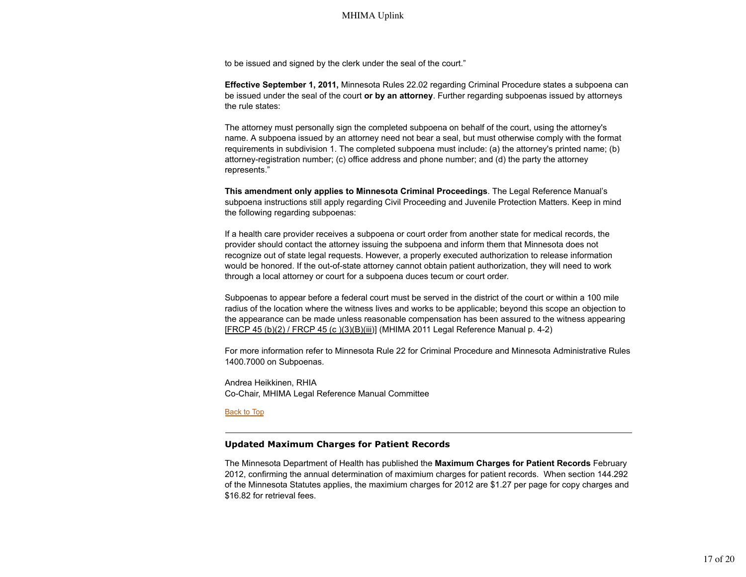to be issued and signed by the clerk under the seal of the court."

**Effective September 1, 2011,** Minnesota Rules 22.02 regarding Criminal Procedure states a subpoena can be issued under the seal of the court **or by an attorney**. Further regarding subpoenas issued by attorneys the rule states:

The attorney must personally sign the completed subpoena on behalf of the court, using the attorney's name. A subpoena issued by an attorney need not bear a seal, but must otherwise comply with the format requirements in subdivision 1. The completed subpoena must include: (a) the attorney's printed name; (b) attorney-registration number; (c) office address and phone number; and (d) the party the attorney represents."

**This amendment only applies to Minnesota Criminal Proceedings**. The Legal Reference Manual's subpoena instructions still apply regarding Civil Proceeding and Juvenile Protection Matters. Keep in mind the following regarding subpoenas:

If a health care provider receives a subpoena or court order from another state for medical records, the provider should contact the attorney issuing the subpoena and inform them that Minnesota does not recognize out of state legal requests. However, a properly executed authorization to release information would be honored. If the out-of-state attorney cannot obtain patient authorization, they will need to work through a local attorney or court for a subpoena duces tecum or court order.

Subpoenas to appear before a federal court must be served in the district of the court or within a 100 mile radius of the location where the witness lives and works to be applicable; beyond this scope an objection to the appearance can be made unless reasonable compensation has been assured to the witness appearing [FRCP 45 (b)(2) / FRCP 45 (c )(3)(B)(iii)] (MHIMA 2011 Legal Reference Manual p. 4-2)

For more information refer to Minnesota Rule 22 for Criminal Procedure and Minnesota Administrative Rules 1400.7000 on Subpoenas.

Andrea Heikkinen, RHIA
Co-Chair, MHIMA Legal Reference Manual Committee

Back to Top

---

### Updated Maximum Charges for Patient Records

The Minnesota Department of Health has published the **Maximum Charges for Patient Records** February 2012, confirming the annual determination of maximium charges for patient records. When section 144.292 of the Minnesota Statutes applies, the maximium charges for 2012 are $1.27 per page for copy charges and $16.82 for retrieval fees.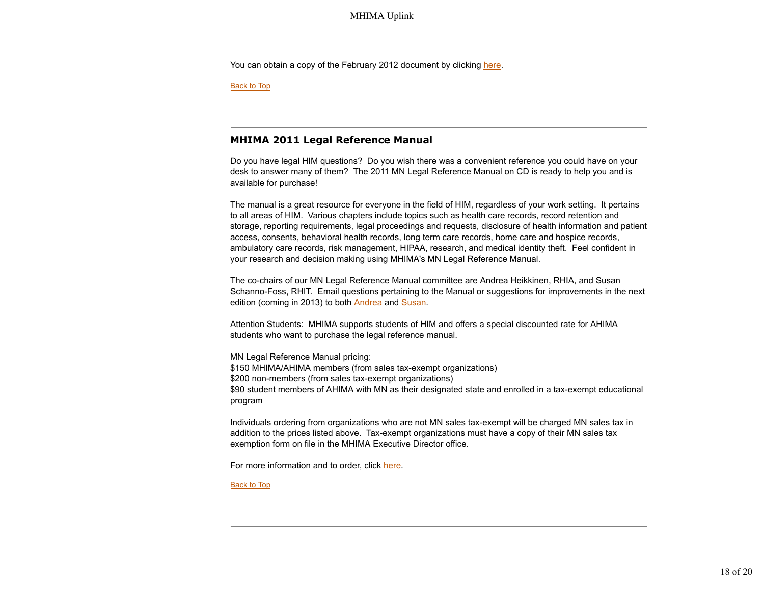You can obtain a copy of the February 2012 document by clicking here.

Back to Top

---

## MHIMA 2011 Legal Reference Manual

Do you have legal HIM questions?  Do you wish there was a convenient reference you could have on your desk to answer many of them?  The 2011 MN Legal Reference Manual on CD is ready to help you and is available for purchase!

The manual is a great resource for everyone in the field of HIM, regardless of your work setting.  It pertains to all areas of HIM.  Various chapters include topics such as health care records, record retention and storage, reporting requirements, legal proceedings and requests, disclosure of health information and patient access, consents, behavioral health records, long term care records, home care and hospice records, ambulatory care records, risk management, HIPAA, research, and medical identity theft.  Feel confident in your research and decision making using MHIMA's MN Legal Reference Manual.

The co-chairs of our MN Legal Reference Manual committee are Andrea Heikkinen, RHIA, and Susan Schanno-Foss, RHIT.  Email questions pertaining to the Manual or suggestions for improvements in the next edition (coming in 2013) to both Andrea and Susan.

Attention Students:  MHIMA supports students of HIM and offers a special discounted rate for AHIMA students who want to purchase the legal reference manual.

MN Legal Reference Manual pricing:
$150 MHIMA/AHIMA members (from sales tax-exempt organizations)
$200 non-members (from sales tax-exempt organizations)
$90 student members of AHIMA with MN as their designated state and enrolled in a tax-exempt educational program

Individuals ordering from organizations who are not MN sales tax-exempt will be charged MN sales tax in addition to the prices listed above.  Tax-exempt organizations must have a copy of their MN sales tax exemption form on file in the MHIMA Executive Director office.

For more information and to order, click here.

Back to Top

---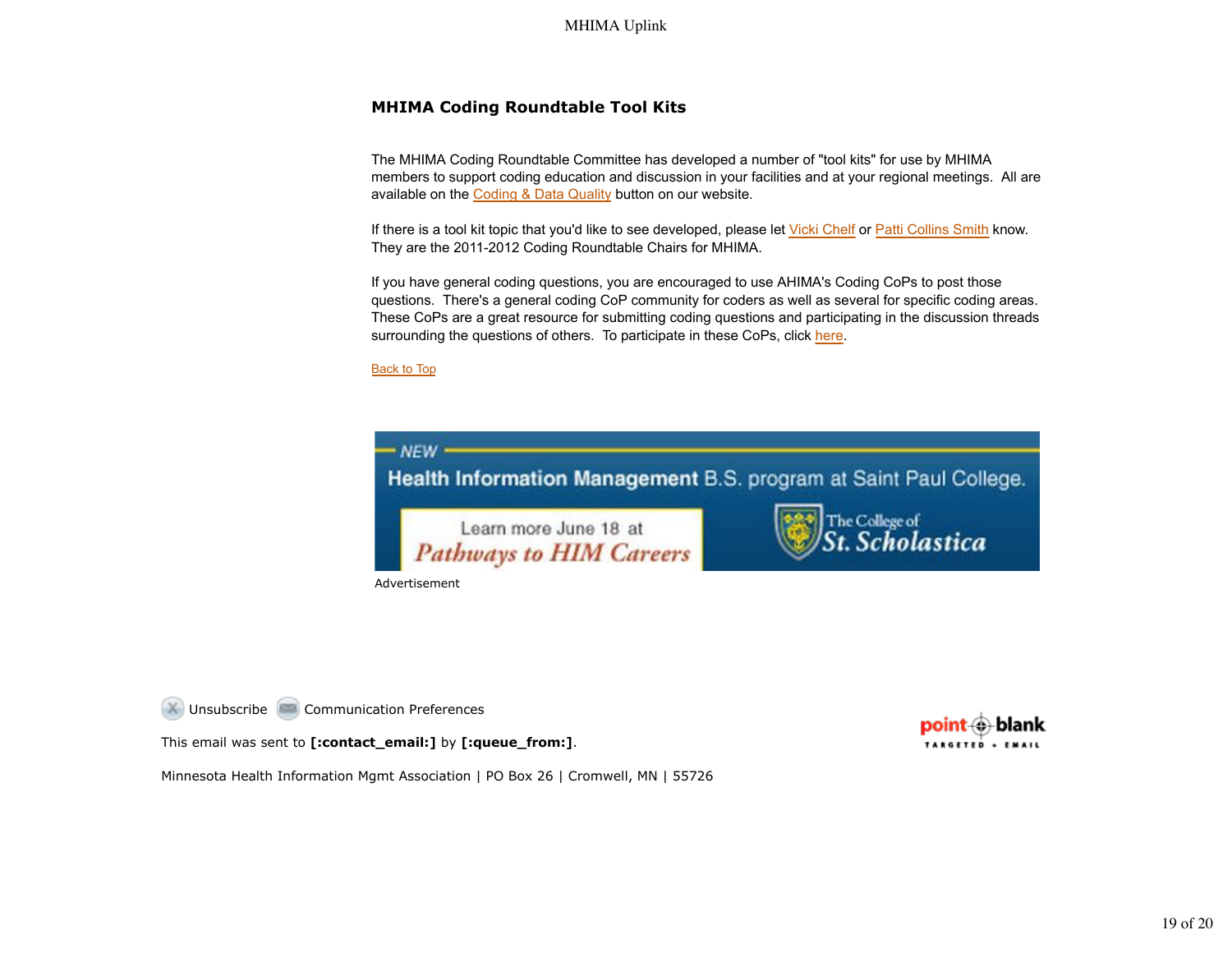## MHIMA Coding Roundtable Tool Kits

The MHIMA Coding Roundtable Committee has developed a number of "tool kits" for use by MHIMA members to support coding education and discussion in your facilities and at your regional meetings. All are available on the Coding & Data Quality button on our website.

If there is a tool kit topic that you'd like to see developed, please let Vicki Chelf or Patti Collins Smith know. They are the 2011-2012 Coding Roundtable Chairs for MHIMA.

If you have general coding questions, you are encouraged to use AHIMA's Coding CoPs to post those questions. There's a general coding CoP community for coders as well as several for specific coding areas. These CoPs are a great resource for submitting coding questions and participating in the discussion threads surrounding the questions of others. To participate in these CoPs, click here.

Back to Top

NEW

Health Information Management B.S. program at Saint Paul College.

Learn more June 18 at *Pathways to HIM Careers*

The College of St. Scholastica

Advertisement

Unsubscribe Communication Preferences

This email was sent to **[:contact_email:]** by **[:queue_from:]**.

Minnesota Health Information Mgmt Association | PO Box 26 | Cromwell, MN | 55726

point blank TARGETED + EMAIL